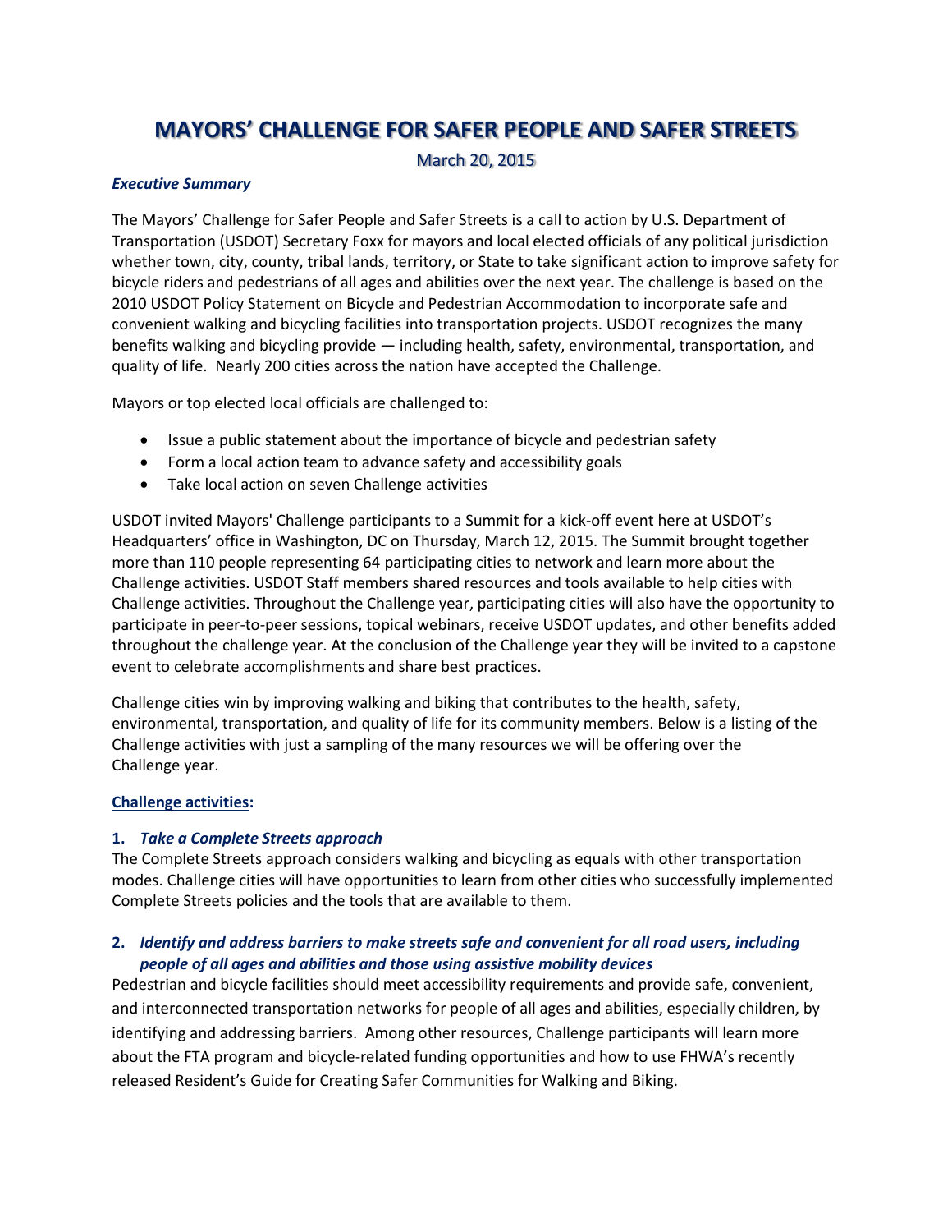# MAYORS' CHALLENGE FOR SAFER PEOPLE AND SAFER STREETS

March 20, 2015

***Executive Summary***

The Mayors' Challenge for Safer People and Safer Streets is a call to action by U.S. Department of Transportation (USDOT) Secretary Foxx for mayors and local elected officials of any political jurisdiction whether town, city, county, tribal lands, territory, or State to take significant action to improve safety for bicycle riders and pedestrians of all ages and abilities over the next year. The challenge is based on the 2010 USDOT Policy Statement on Bicycle and Pedestrian Accommodation to incorporate safe and convenient walking and bicycling facilities into transportation projects. USDOT recognizes the many benefits walking and bicycling provide — including health, safety, environmental, transportation, and quality of life. Nearly 200 cities across the nation have accepted the Challenge.

Mayors or top elected local officials are challenged to:

- Issue a public statement about the importance of bicycle and pedestrian safety
- Form a local action team to advance safety and accessibility goals
- Take local action on seven Challenge activities

USDOT invited Mayors' Challenge participants to a Summit for a kick-off event here at USDOT's Headquarters' office in Washington, DC on Thursday, March 12, 2015. The Summit brought together more than 110 people representing 64 participating cities to network and learn more about the Challenge activities. USDOT Staff members shared resources and tools available to help cities with Challenge activities. Throughout the Challenge year, participating cities will also have the opportunity to participate in peer-to-peer sessions, topical webinars, receive USDOT updates, and other benefits added throughout the challenge year. At the conclusion of the Challenge year they will be invited to a capstone event to celebrate accomplishments and share best practices.

Challenge cities win by improving walking and biking that contributes to the health, safety, environmental, transportation, and quality of life for its community members. Below is a listing of the Challenge activities with just a sampling of the many resources we will be offering over the Challenge year.

**Challenge activities:**

**1. *Take a Complete Streets approach***

The Complete Streets approach considers walking and bicycling as equals with other transportation modes. Challenge cities will have opportunities to learn from other cities who successfully implemented Complete Streets policies and the tools that are available to them.

**2. *Identify and address barriers to make streets safe and convenient for all road users, including people of all ages and abilities and those using assistive mobility devices***

Pedestrian and bicycle facilities should meet accessibility requirements and provide safe, convenient, and interconnected transportation networks for people of all ages and abilities, especially children, by identifying and addressing barriers. Among other resources, Challenge participants will learn more about the FTA program and bicycle-related funding opportunities and how to use FHWA's recently released Resident's Guide for Creating Safer Communities for Walking and Biking.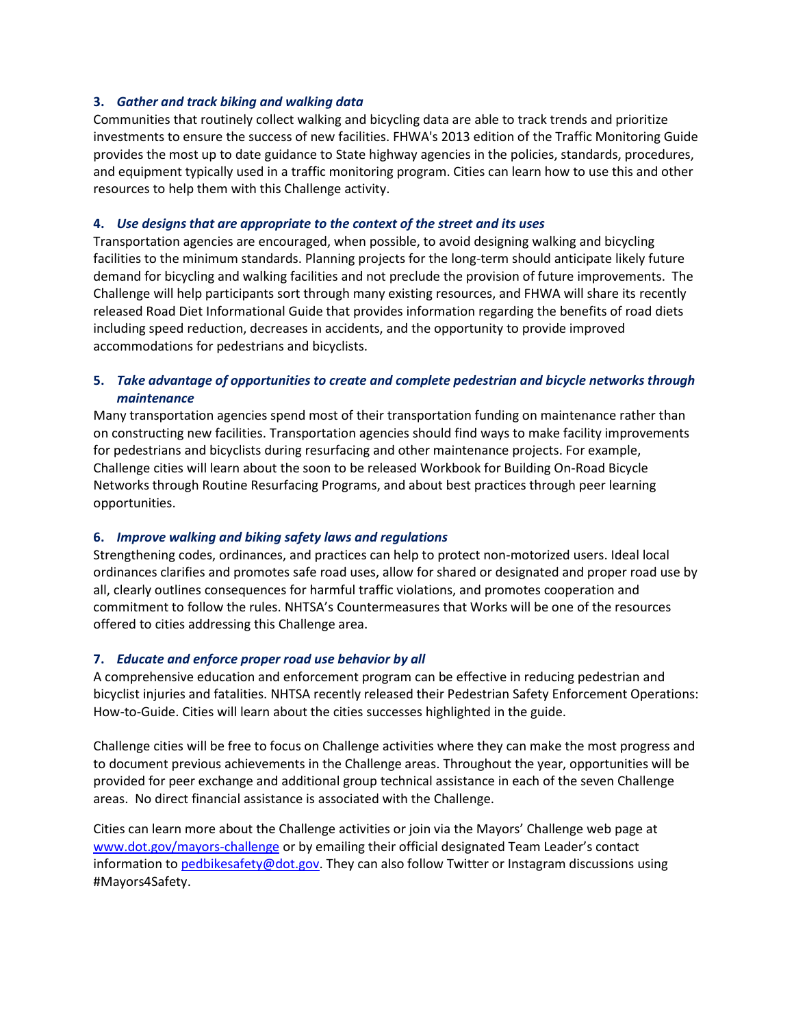**3.** ***Gather and track biking and walking data***

Communities that routinely collect walking and bicycling data are able to track trends and prioritize investments to ensure the success of new facilities. FHWA's 2013 edition of the Traffic Monitoring Guide provides the most up to date guidance to State highway agencies in the policies, standards, procedures, and equipment typically used in a traffic monitoring program. Cities can learn how to use this and other resources to help them with this Challenge activity.

**4.** ***Use designs that are appropriate to the context of the street and its uses***

Transportation agencies are encouraged, when possible, to avoid designing walking and bicycling facilities to the minimum standards. Planning projects for the long-term should anticipate likely future demand for bicycling and walking facilities and not preclude the provision of future improvements. The Challenge will help participants sort through many existing resources, and FHWA will share its recently released Road Diet Informational Guide that provides information regarding the benefits of road diets including speed reduction, decreases in accidents, and the opportunity to provide improved accommodations for pedestrians and bicyclists.

**5.** ***Take advantage of opportunities to create and complete pedestrian and bicycle networks through maintenance***

Many transportation agencies spend most of their transportation funding on maintenance rather than on constructing new facilities. Transportation agencies should find ways to make facility improvements for pedestrians and bicyclists during resurfacing and other maintenance projects. For example, Challenge cities will learn about the soon to be released Workbook for Building On-Road Bicycle Networks through Routine Resurfacing Programs, and about best practices through peer learning opportunities.

**6.** ***Improve walking and biking safety laws and regulations***

Strengthening codes, ordinances, and practices can help to protect non-motorized users. Ideal local ordinances clarifies and promotes safe road uses, allow for shared or designated and proper road use by all, clearly outlines consequences for harmful traffic violations, and promotes cooperation and commitment to follow the rules. NHTSA's Countermeasures that Works will be one of the resources offered to cities addressing this Challenge area.

**7.** ***Educate and enforce proper road use behavior by all***

A comprehensive education and enforcement program can be effective in reducing pedestrian and bicyclist injuries and fatalities. NHTSA recently released their Pedestrian Safety Enforcement Operations: How-to-Guide. Cities will learn about the cities successes highlighted in the guide.

Challenge cities will be free to focus on Challenge activities where they can make the most progress and to document previous achievements in the Challenge areas. Throughout the year, opportunities will be provided for peer exchange and additional group technical assistance in each of the seven Challenge areas. No direct financial assistance is associated with the Challenge.

Cities can learn more about the Challenge activities or join via the Mayors' Challenge web page at [www.dot.gov/mayors-challenge](www.dot.gov/mayors-challenge) or by emailing their official designated Team Leader's contact information to [pedbikesafety@dot.gov](mailto:pedbikesafety@dot.gov). They can also follow Twitter or Instagram discussions using #Mayors4Safety.